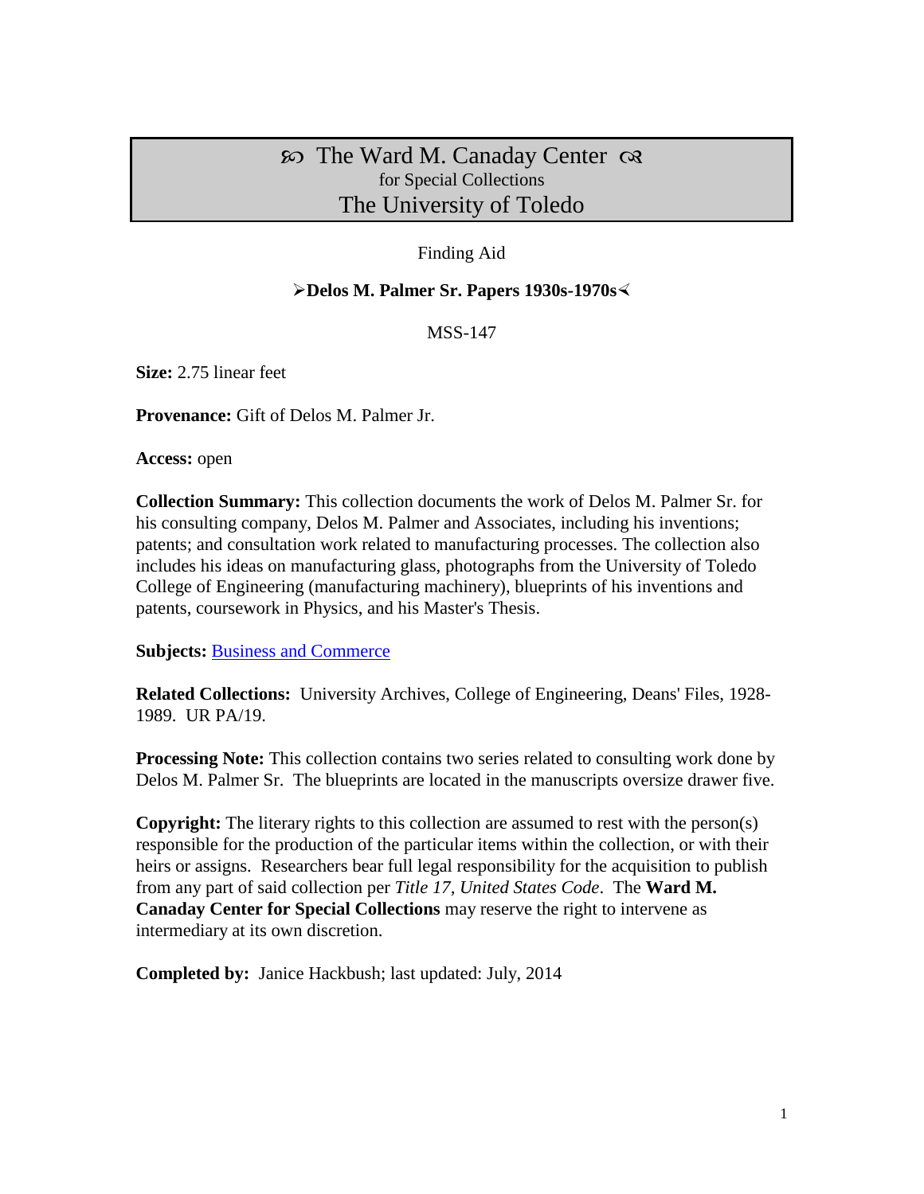# ꕥ The Ward M. Canaday Center ꕥ
for Special Collections
The University of Toledo

Finding Aid

## ➢Delos M. Palmer Sr. Papers 1930s-1970s⋞

MSS-147

**Size:** 2.75 linear feet

**Provenance:** Gift of Delos M. Palmer Jr.

**Access:** open

**Collection Summary:** This collection documents the work of Delos M. Palmer Sr. for his consulting company, Delos M. Palmer and Associates, including his inventions; patents; and consultation work related to manufacturing processes. The collection also includes his ideas on manufacturing glass, photographs from the University of Toledo College of Engineering (manufacturing machinery), blueprints of his inventions and patents, coursework in Physics, and his Master's Thesis.

**Subjects:** Business and Commerce

**Related Collections:** University Archives, College of Engineering, Deans' Files, 1928-1989. UR PA/19.

**Processing Note:** This collection contains two series related to consulting work done by Delos M. Palmer Sr. The blueprints are located in the manuscripts oversize drawer five.

**Copyright:** The literary rights to this collection are assumed to rest with the person(s) responsible for the production of the particular items within the collection, or with their heirs or assigns. Researchers bear full legal responsibility for the acquisition to publish from any part of said collection per *Title 17, United States Code*. The **Ward M. Canaday Center for Special Collections** may reserve the right to intervene as intermediary at its own discretion.

**Completed by:** Janice Hackbush; last updated: July, 2014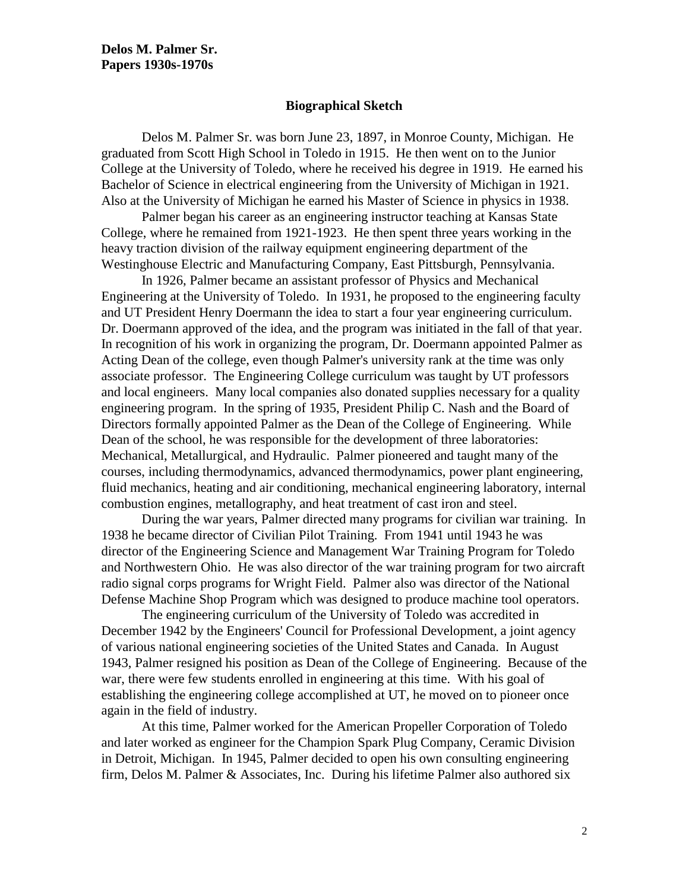**Delos M. Palmer Sr.**
**Papers 1930s-1970s**

## Biographical Sketch

Delos M. Palmer Sr. was born June 23, 1897, in Monroe County, Michigan. He graduated from Scott High School in Toledo in 1915. He then went on to the Junior College at the University of Toledo, where he received his degree in 1919. He earned his Bachelor of Science in electrical engineering from the University of Michigan in 1921. Also at the University of Michigan he earned his Master of Science in physics in 1938.

Palmer began his career as an engineering instructor teaching at Kansas State College, where he remained from 1921-1923. He then spent three years working in the heavy traction division of the railway equipment engineering department of the Westinghouse Electric and Manufacturing Company, East Pittsburgh, Pennsylvania.

In 1926, Palmer became an assistant professor of Physics and Mechanical Engineering at the University of Toledo. In 1931, he proposed to the engineering faculty and UT President Henry Doermann the idea to start a four year engineering curriculum. Dr. Doermann approved of the idea, and the program was initiated in the fall of that year. In recognition of his work in organizing the program, Dr. Doermann appointed Palmer as Acting Dean of the college, even though Palmer's university rank at the time was only associate professor. The Engineering College curriculum was taught by UT professors and local engineers. Many local companies also donated supplies necessary for a quality engineering program. In the spring of 1935, President Philip C. Nash and the Board of Directors formally appointed Palmer as the Dean of the College of Engineering. While Dean of the school, he was responsible for the development of three laboratories: Mechanical, Metallurgical, and Hydraulic. Palmer pioneered and taught many of the courses, including thermodynamics, advanced thermodynamics, power plant engineering, fluid mechanics, heating and air conditioning, mechanical engineering laboratory, internal combustion engines, metallography, and heat treatment of cast iron and steel.

During the war years, Palmer directed many programs for civilian war training. In 1938 he became director of Civilian Pilot Training. From 1941 until 1943 he was director of the Engineering Science and Management War Training Program for Toledo and Northwestern Ohio. He was also director of the war training program for two aircraft radio signal corps programs for Wright Field. Palmer also was director of the National Defense Machine Shop Program which was designed to produce machine tool operators.

The engineering curriculum of the University of Toledo was accredited in December 1942 by the Engineers' Council for Professional Development, a joint agency of various national engineering societies of the United States and Canada. In August 1943, Palmer resigned his position as Dean of the College of Engineering. Because of the war, there were few students enrolled in engineering at this time. With his goal of establishing the engineering college accomplished at UT, he moved on to pioneer once again in the field of industry.

At this time, Palmer worked for the American Propeller Corporation of Toledo and later worked as engineer for the Champion Spark Plug Company, Ceramic Division in Detroit, Michigan. In 1945, Palmer decided to open his own consulting engineering firm, Delos M. Palmer & Associates, Inc. During his lifetime Palmer also authored six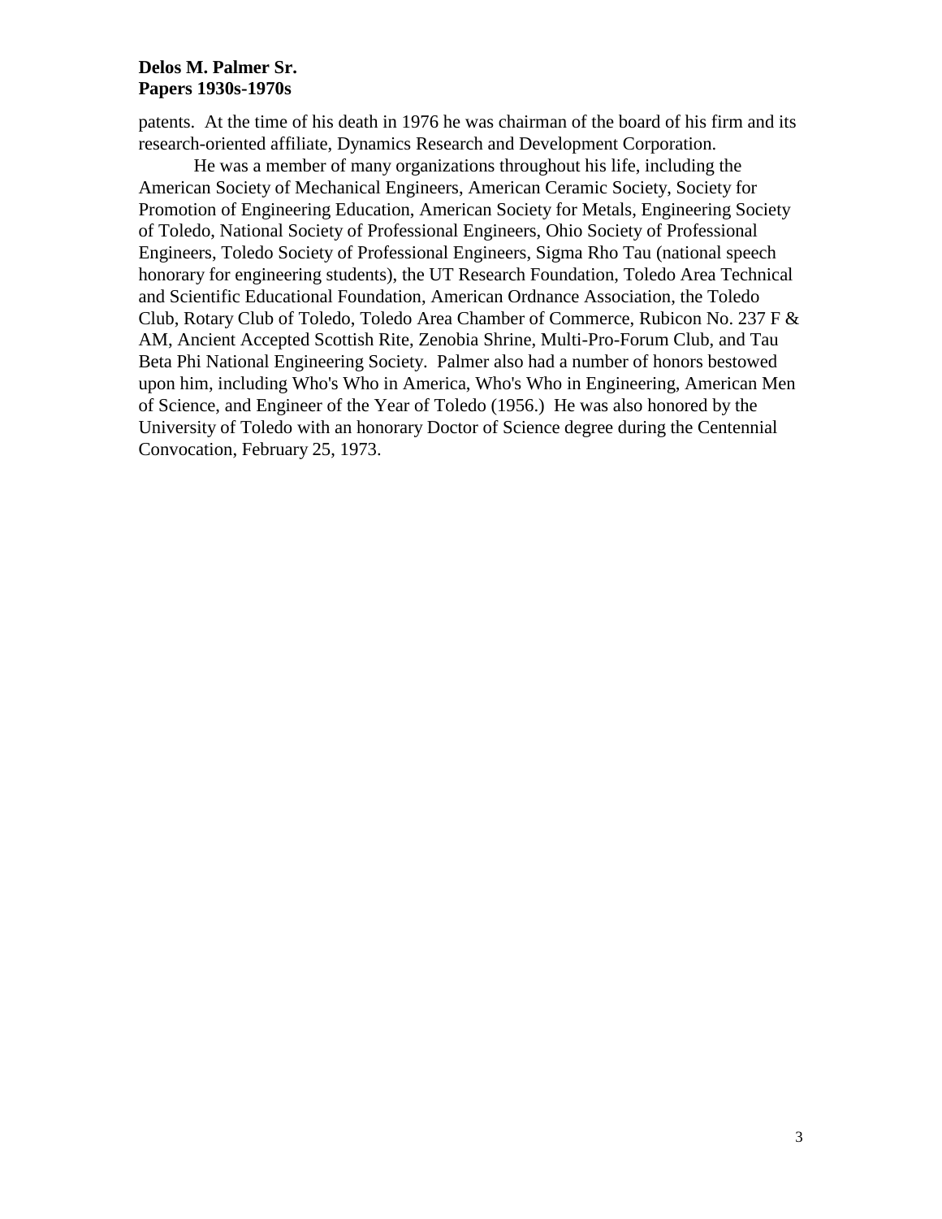patents. At the time of his death in 1976 he was chairman of the board of his firm and its research-oriented affiliate, Dynamics Research and Development Corporation.

He was a member of many organizations throughout his life, including the American Society of Mechanical Engineers, American Ceramic Society, Society for Promotion of Engineering Education, American Society for Metals, Engineering Society of Toledo, National Society of Professional Engineers, Ohio Society of Professional Engineers, Toledo Society of Professional Engineers, Sigma Rho Tau (national speech honorary for engineering students), the UT Research Foundation, Toledo Area Technical and Scientific Educational Foundation, American Ordnance Association, the Toledo Club, Rotary Club of Toledo, Toledo Area Chamber of Commerce, Rubicon No. 237 F & AM, Ancient Accepted Scottish Rite, Zenobia Shrine, Multi-Pro-Forum Club, and Tau Beta Phi National Engineering Society. Palmer also had a number of honors bestowed upon him, including Who's Who in America, Who's Who in Engineering, American Men of Science, and Engineer of the Year of Toledo (1956.) He was also honored by the University of Toledo with an honorary Doctor of Science degree during the Centennial Convocation, February 25, 1973.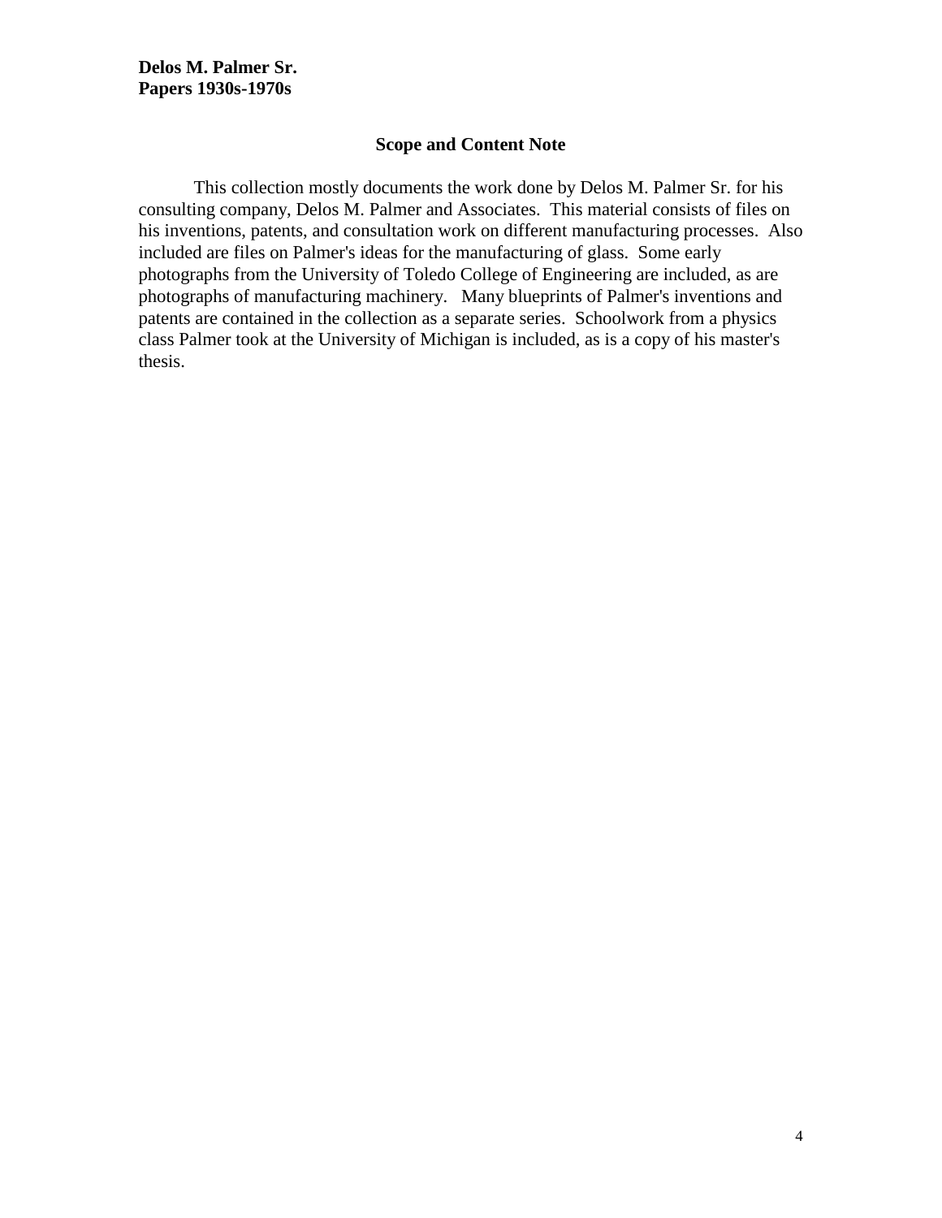**Delos M. Palmer Sr.**
**Papers 1930s-1970s**

## Scope and Content Note

This collection mostly documents the work done by Delos M. Palmer Sr. for his consulting company, Delos M. Palmer and Associates. This material consists of files on his inventions, patents, and consultation work on different manufacturing processes. Also included are files on Palmer's ideas for the manufacturing of glass. Some early photographs from the University of Toledo College of Engineering are included, as are photographs of manufacturing machinery. Many blueprints of Palmer's inventions and patents are contained in the collection as a separate series. Schoolwork from a physics class Palmer took at the University of Michigan is included, as is a copy of his master's thesis.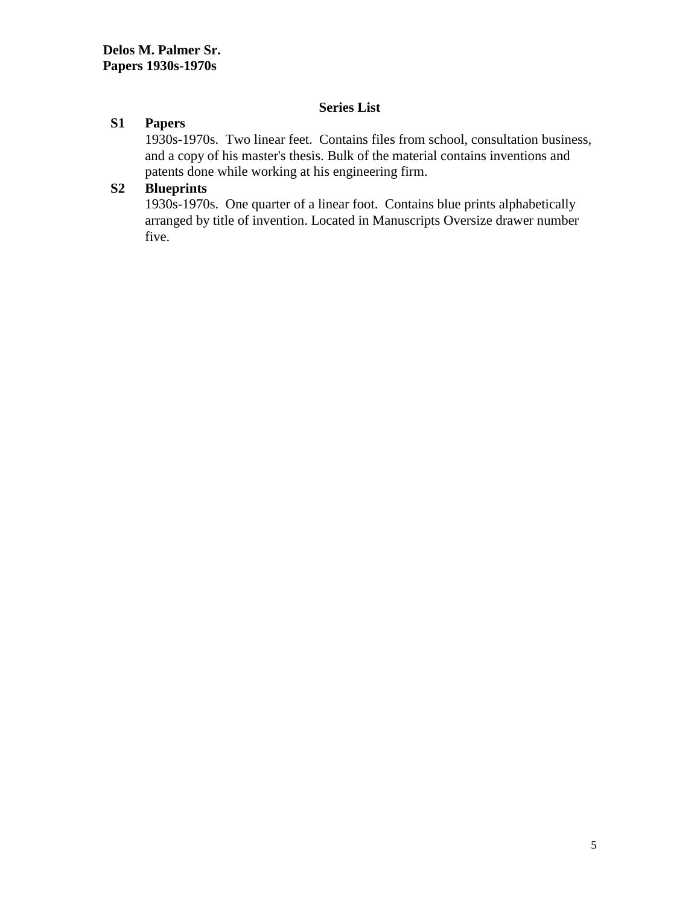**Delos M. Palmer Sr.**
**Papers 1930s-1970s**

## Series List

**S1 Papers**

1930s-1970s. Two linear feet. Contains files from school, consultation business, and a copy of his master's thesis. Bulk of the material contains inventions and patents done while working at his engineering firm.

**S2 Blueprints**

1930s-1970s. One quarter of a linear foot. Contains blue prints alphabetically arranged by title of invention. Located in Manuscripts Oversize drawer number five.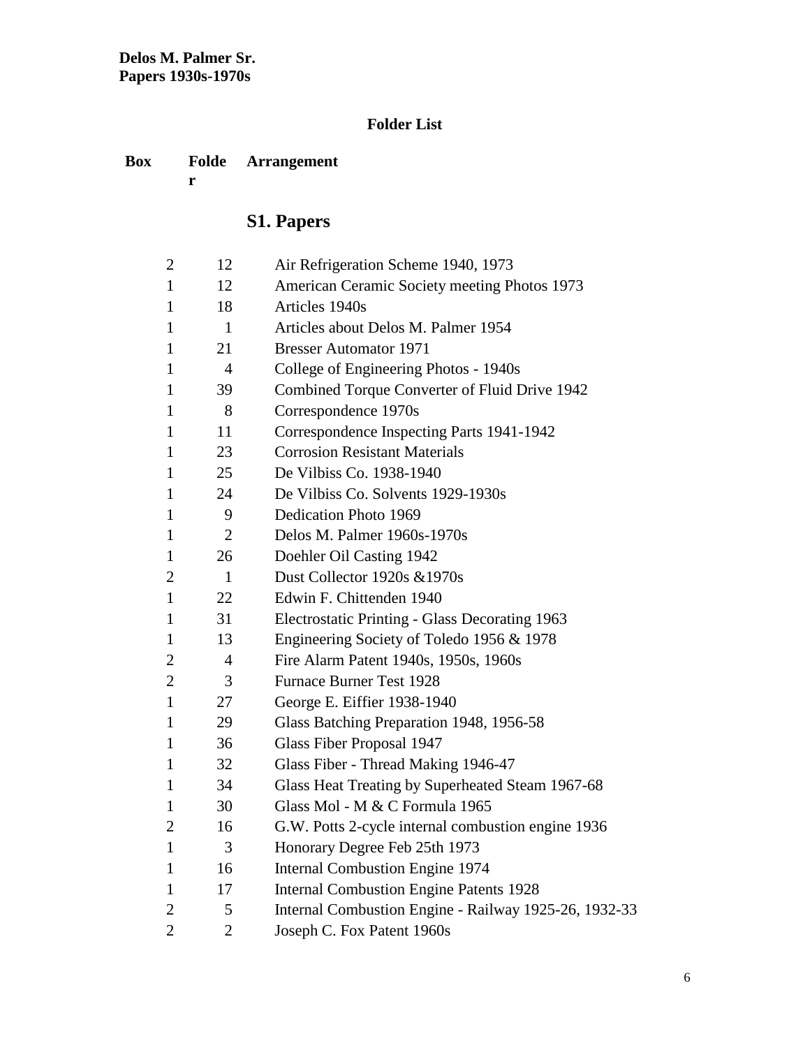**Delos M. Palmer Sr.**
**Papers 1930s-1970s**

**Folder List**

| Box | Folder | Arrangement |
|---|---|---|
| | | **S1. Papers** |
| 2 | 12 | Air Refrigeration Scheme 1940, 1973 |
| 1 | 12 | American Ceramic Society meeting Photos 1973 |
| 1 | 18 | Articles 1940s |
| 1 | 1 | Articles about Delos M. Palmer 1954 |
| 1 | 21 | Bresser Automator 1971 |
| 1 | 4 | College of Engineering Photos - 1940s |
| 1 | 39 | Combined Torque Converter of Fluid Drive 1942 |
| 1 | 8 | Correspondence 1970s |
| 1 | 11 | Correspondence Inspecting Parts 1941-1942 |
| 1 | 23 | Corrosion Resistant Materials |
| 1 | 25 | De Vilbiss Co. 1938-1940 |
| 1 | 24 | De Vilbiss Co. Solvents 1929-1930s |
| 1 | 9 | Dedication Photo 1969 |
| 1 | 2 | Delos M. Palmer 1960s-1970s |
| 1 | 26 | Doehler Oil Casting 1942 |
| 2 | 1 | Dust Collector 1920s &1970s |
| 1 | 22 | Edwin F. Chittenden 1940 |
| 1 | 31 | Electrostatic Printing - Glass Decorating 1963 |
| 1 | 13 | Engineering Society of Toledo 1956 & 1978 |
| 2 | 4 | Fire Alarm Patent 1940s, 1950s, 1960s |
| 2 | 3 | Furnace Burner Test 1928 |
| 1 | 27 | George E. Eiffier 1938-1940 |
| 1 | 29 | Glass Batching Preparation 1948, 1956-58 |
| 1 | 36 | Glass Fiber Proposal 1947 |
| 1 | 32 | Glass Fiber - Thread Making 1946-47 |
| 1 | 34 | Glass Heat Treating by Superheated Steam 1967-68 |
| 1 | 30 | Glass Mol - M & C Formula 1965 |
| 2 | 16 | G.W. Potts 2-cycle internal combustion engine 1936 |
| 1 | 3 | Honorary Degree Feb 25th 1973 |
| 1 | 16 | Internal Combustion Engine 1974 |
| 1 | 17 | Internal Combustion Engine Patents 1928 |
| 2 | 5 | Internal Combustion Engine - Railway 1925-26, 1932-33 |
| 2 | 2 | Joseph C. Fox Patent 1960s |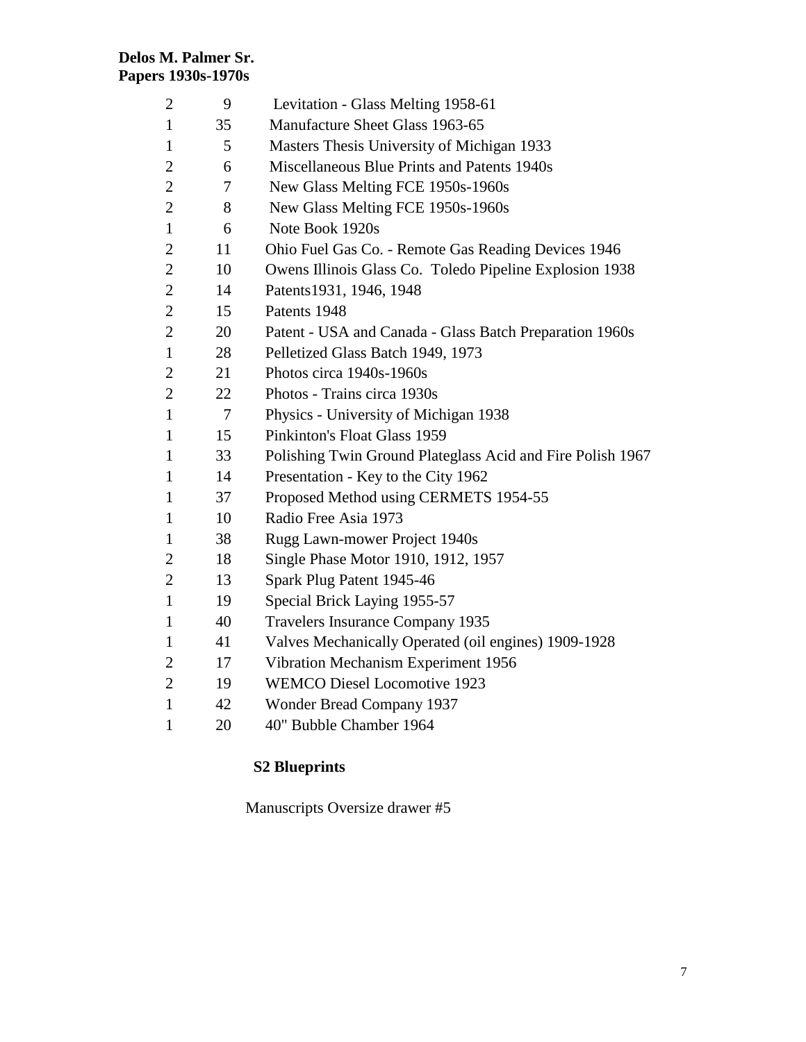**Delos M. Palmer Sr.**
**Papers 1930s-1970s**

| | | |
|---|---|---|
| 2 | 9 | Levitation - Glass Melting 1958-61 |
| 1 | 35 | Manufacture Sheet Glass 1963-65 |
| 1 | 5 | Masters Thesis University of Michigan 1933 |
| 2 | 6 | Miscellaneous Blue Prints and Patents 1940s |
| 2 | 7 | New Glass Melting FCE 1950s-1960s |
| 2 | 8 | New Glass Melting FCE 1950s-1960s |
| 1 | 6 | Note Book 1920s |
| 2 | 11 | Ohio Fuel Gas Co. - Remote Gas Reading Devices 1946 |
| 2 | 10 | Owens Illinois Glass Co. Toledo Pipeline Explosion 1938 |
| 2 | 14 | Patents1931, 1946, 1948 |
| 2 | 15 | Patents 1948 |
| 2 | 20 | Patent - USA and Canada - Glass Batch Preparation 1960s |
| 1 | 28 | Pelletized Glass Batch 1949, 1973 |
| 2 | 21 | Photos circa 1940s-1960s |
| 2 | 22 | Photos - Trains circa 1930s |
| 1 | 7 | Physics - University of Michigan 1938 |
| 1 | 15 | Pinkinton's Float Glass 1959 |
| 1 | 33 | Polishing Twin Ground Plateglass Acid and Fire Polish 1967 |
| 1 | 14 | Presentation - Key to the City 1962 |
| 1 | 37 | Proposed Method using CERMETS 1954-55 |
| 1 | 10 | Radio Free Asia 1973 |
| 1 | 38 | Rugg Lawn-mower Project 1940s |
| 2 | 18 | Single Phase Motor 1910, 1912, 1957 |
| 2 | 13 | Spark Plug Patent 1945-46 |
| 1 | 19 | Special Brick Laying 1955-57 |
| 1 | 40 | Travelers Insurance Company 1935 |
| 1 | 41 | Valves Mechanically Operated (oil engines) 1909-1928 |
| 2 | 17 | Vibration Mechanism Experiment 1956 |
| 2 | 19 | WEMCO Diesel Locomotive 1923 |
| 1 | 42 | Wonder Bread Company 1937 |
| 1 | 20 | 40" Bubble Chamber 1964 |

**S2 Blueprints**

Manuscripts Oversize drawer #5